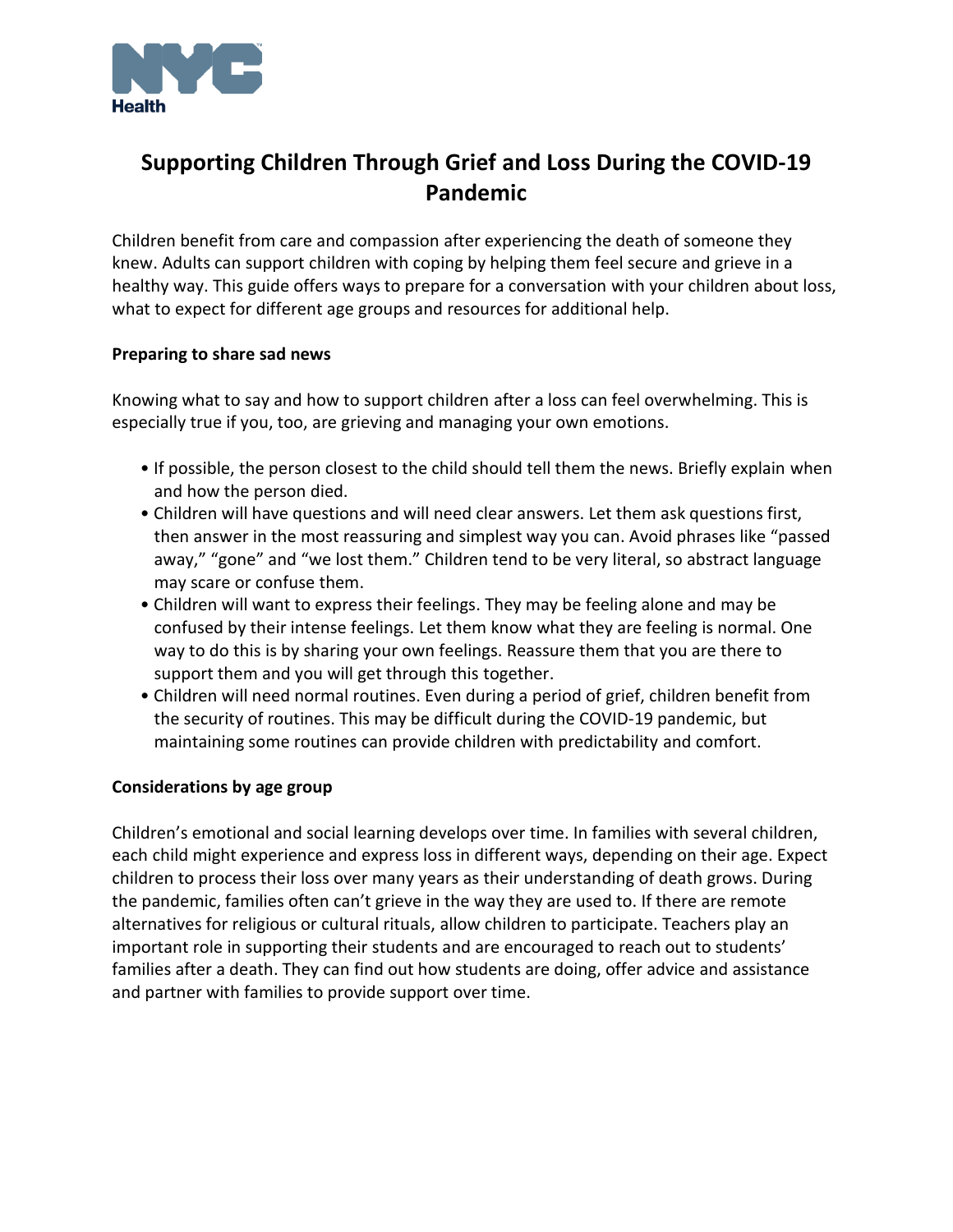# Supporting Children Through Grief and Loss During the COVID-19 Pandemic

Children benefit from care and compassion after experiencing the death of someone they knew. Adults can support children with coping by helping them feel secure and grieve in a healthy way. This guide offers ways to prepare for a conversation with your children about loss, what to expect for different age groups and resources for additional help.

**Preparing to share sad news**

Knowing what to say and how to support children after a loss can feel overwhelming. This is especially true if you, too, are grieving and managing your own emotions.

- If possible, the person closest to the child should tell them the news. Briefly explain when and how the person died.
- Children will have questions and will need clear answers. Let them ask questions first, then answer in the most reassuring and simplest way you can. Avoid phrases like "passed away," "gone" and "we lost them." Children tend to be very literal, so abstract language may scare or confuse them.
- Children will want to express their feelings. They may be feeling alone and may be confused by their intense feelings. Let them know what they are feeling is normal. One way to do this is by sharing your own feelings. Reassure them that you are there to support them and you will get through this together.
- Children will need normal routines. Even during a period of grief, children benefit from the security of routines. This may be difficult during the COVID-19 pandemic, but maintaining some routines can provide children with predictability and comfort.

**Considerations by age group**

Children's emotional and social learning develops over time. In families with several children, each child might experience and express loss in different ways, depending on their age. Expect children to process their loss over many years as their understanding of death grows. During the pandemic, families often can't grieve in the way they are used to. If there are remote alternatives for religious or cultural rituals, allow children to participate. Teachers play an important role in supporting their students and are encouraged to reach out to students' families after a death. They can find out how students are doing, offer advice and assistance and partner with families to provide support over time.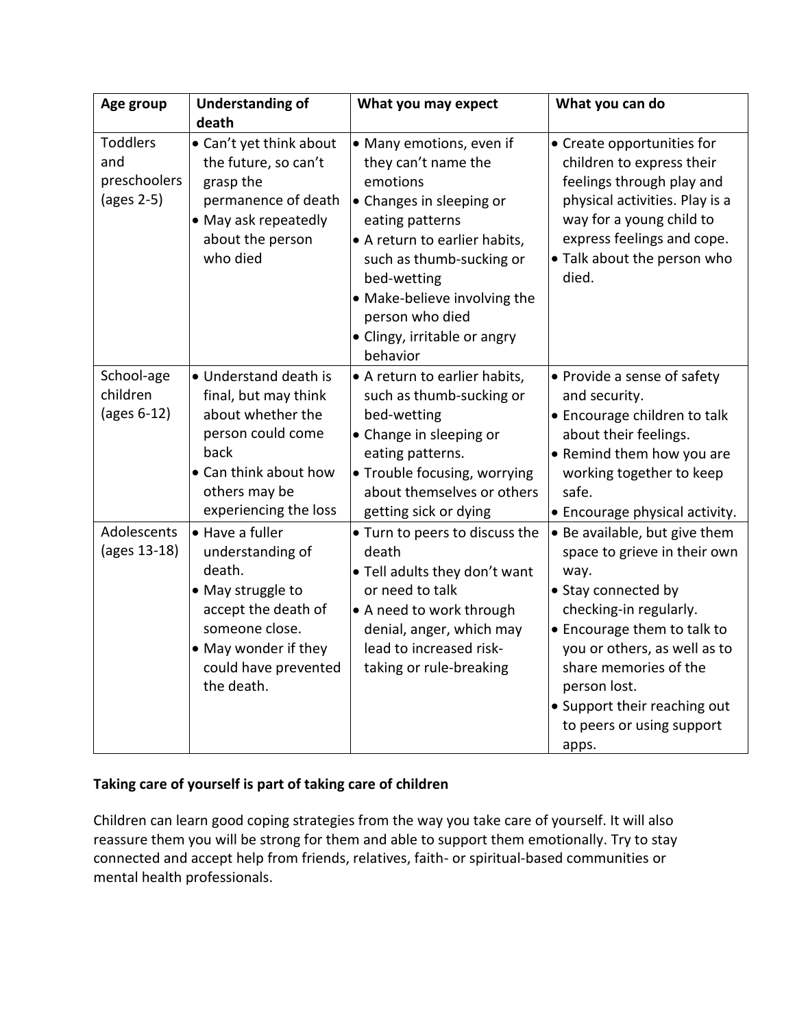| Age group | Understanding of death | What you may expect | What you can do |
|---|---|---|---|
| Toddlers and preschoolers (ages 2-5) | • Can't yet think about the future, so can't grasp the permanence of death<br>• May ask repeatedly about the person who died | • Many emotions, even if they can't name the emotions<br>• Changes in sleeping or eating patterns<br>• A return to earlier habits, such as thumb-sucking or bed-wetting<br>• Make-believe involving the person who died<br>• Clingy, irritable or angry behavior | • Create opportunities for children to express their feelings through play and physical activities. Play is a way for a young child to express feelings and cope.<br>• Talk about the person who died. |
| School-age children (ages 6-12) | • Understand death is final, but may think about whether the person could come back<br>• Can think about how others may be experiencing the loss | • A return to earlier habits, such as thumb-sucking or bed-wetting<br>• Change in sleeping or eating patterns.<br>• Trouble focusing, worrying about themselves or others getting sick or dying | • Provide a sense of safety and security.<br>• Encourage children to talk about their feelings.<br>• Remind them how you are working together to keep safe.<br>• Encourage physical activity. |
| Adolescents (ages 13-18) | • Have a fuller understanding of death.<br>• May struggle to accept the death of someone close.<br>• May wonder if they could have prevented the death. | • Turn to peers to discuss the death<br>• Tell adults they don't want or need to talk<br>• A need to work through denial, anger, which may lead to increased risk-taking or rule-breaking | • Be available, but give them space to grieve in their own way.<br>• Stay connected by checking-in regularly.<br>• Encourage them to talk to you or others, as well as to share memories of the person lost.<br>• Support their reaching out to peers or using support apps. |

**Taking care of yourself is part of taking care of children**

Children can learn good coping strategies from the way you take care of yourself. It will also reassure them you will be strong for them and able to support them emotionally. Try to stay connected and accept help from friends, relatives, faith- or spiritual-based communities or mental health professionals.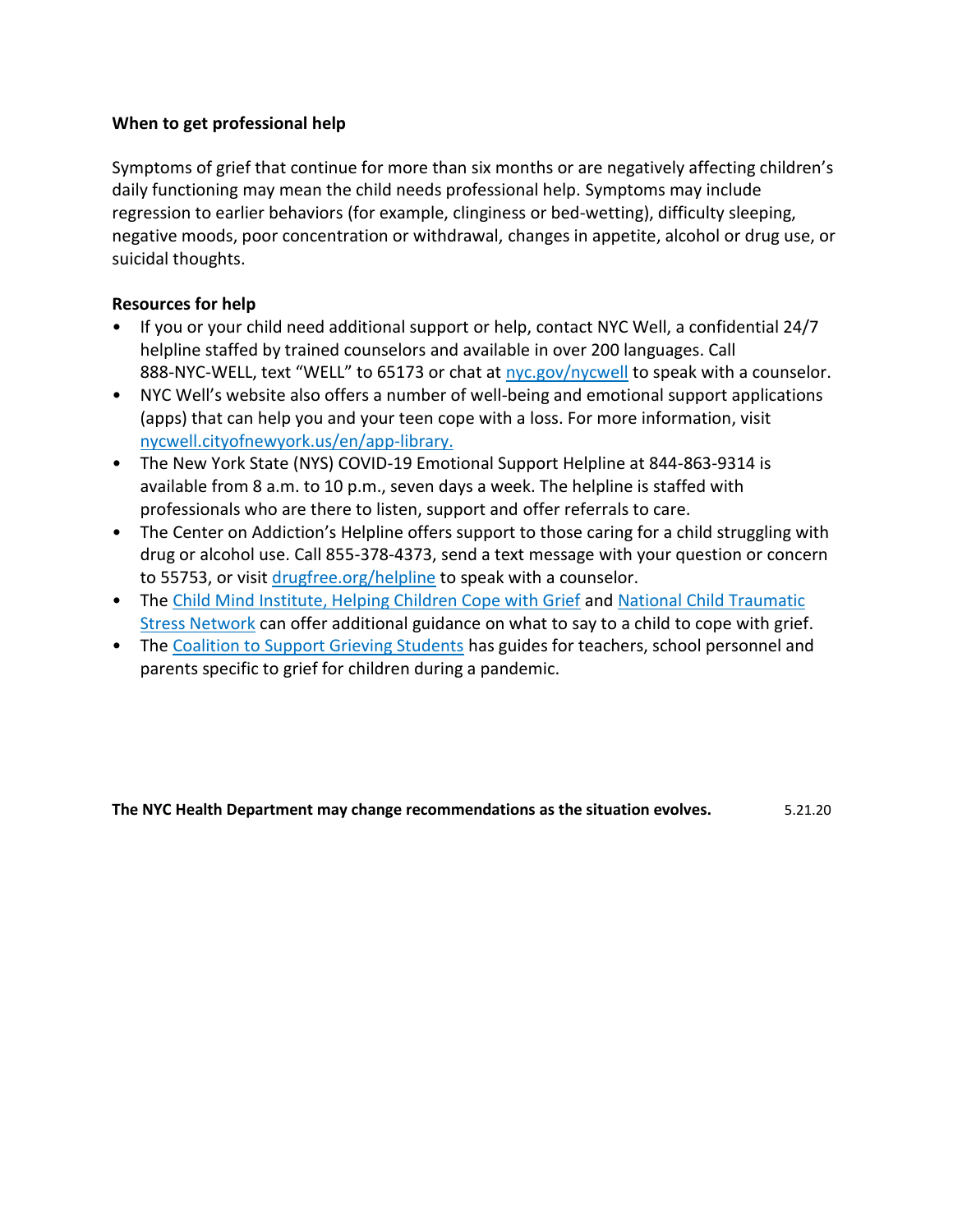**When to get professional help**

Symptoms of grief that continue for more than six months or are negatively affecting children's daily functioning may mean the child needs professional help. Symptoms may include regression to earlier behaviors (for example, clinginess or bed-wetting), difficulty sleeping, negative moods, poor concentration or withdrawal, changes in appetite, alcohol or drug use, or suicidal thoughts.

**Resources for help**

- If you or your child need additional support or help, contact NYC Well, a confidential 24/7 helpline staffed by trained counselors and available in over 200 languages. Call 888-NYC-WELL, text "WELL" to 65173 or chat at nyc.gov/nycwell to speak with a counselor.
- NYC Well's website also offers a number of well-being and emotional support applications (apps) that can help you and your teen cope with a loss. For more information, visit nycwell.cityofnewyork.us/en/app-library.
- The New York State (NYS) COVID-19 Emotional Support Helpline at 844-863-9314 is available from 8 a.m. to 10 p.m., seven days a week. The helpline is staffed with professionals who are there to listen, support and offer referrals to care.
- The Center on Addiction's Helpline offers support to those caring for a child struggling with drug or alcohol use. Call 855-378-4373, send a text message with your question or concern to 55753, or visit drugfree.org/helpline to speak with a counselor.
- The Child Mind Institute, Helping Children Cope with Grief and National Child Traumatic Stress Network can offer additional guidance on what to say to a child to cope with grief.
- The Coalition to Support Grieving Students has guides for teachers, school personnel and parents specific to grief for children during a pandemic.

**The NYC Health Department may change recommendations as the situation evolves.** 5.21.20